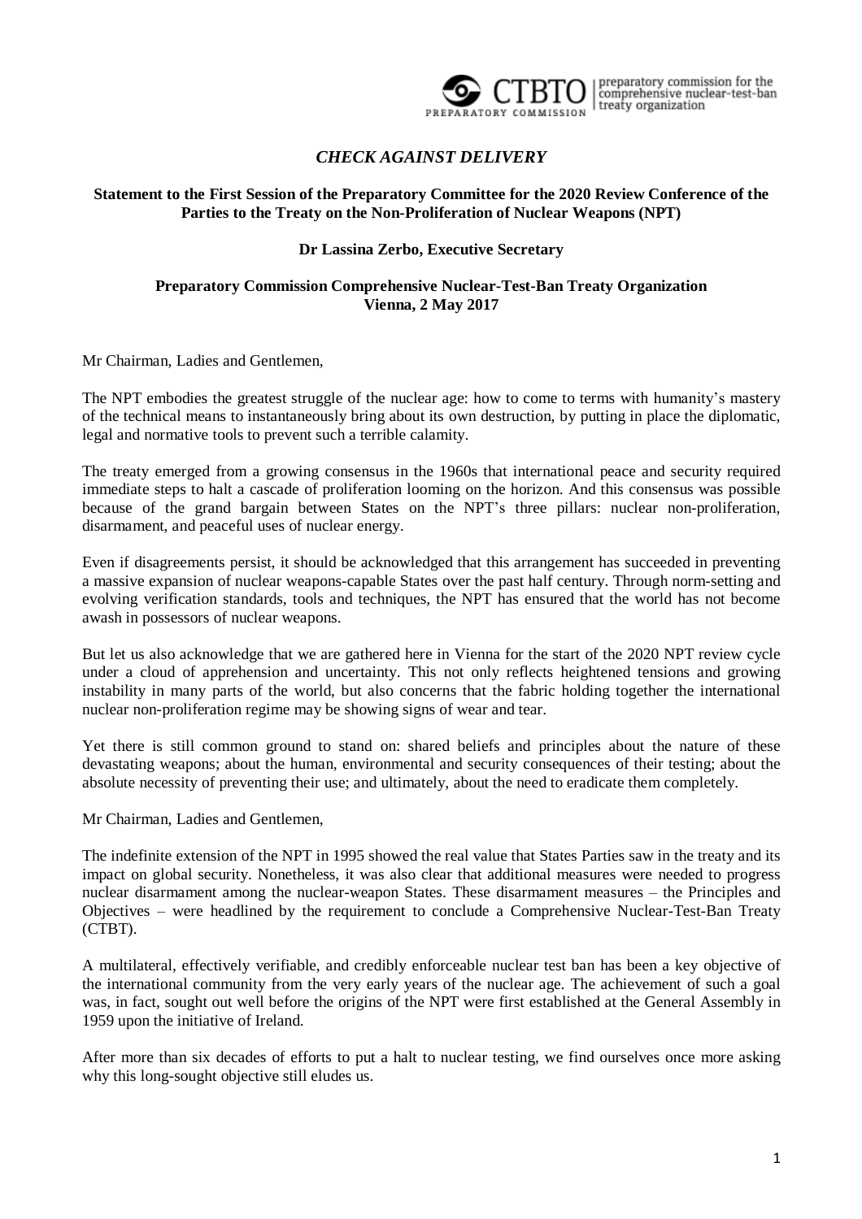CTBTO | preparatory commission for the comprehensive nuclear-test-ban treaty organization

PREPARATORY COMMISSION

*CHECK AGAINST DELIVERY*

**Statement to the First Session of the Preparatory Committee for the 2020 Review Conference of the Parties to the Treaty on the Non-Proliferation of Nuclear Weapons (NPT)**

**Dr Lassina Zerbo, Executive Secretary**

**Preparatory Commission Comprehensive Nuclear-Test-Ban Treaty Organization**
**Vienna, 2 May 2017**

Mr Chairman, Ladies and Gentlemen,

The NPT embodies the greatest struggle of the nuclear age: how to come to terms with humanity's mastery of the technical means to instantaneously bring about its own destruction, by putting in place the diplomatic, legal and normative tools to prevent such a terrible calamity.

The treaty emerged from a growing consensus in the 1960s that international peace and security required immediate steps to halt a cascade of proliferation looming on the horizon. And this consensus was possible because of the grand bargain between States on the NPT's three pillars: nuclear non-proliferation, disarmament, and peaceful uses of nuclear energy.

Even if disagreements persist, it should be acknowledged that this arrangement has succeeded in preventing a massive expansion of nuclear weapons-capable States over the past half century. Through norm-setting and evolving verification standards, tools and techniques, the NPT has ensured that the world has not become awash in possessors of nuclear weapons.

But let us also acknowledge that we are gathered here in Vienna for the start of the 2020 NPT review cycle under a cloud of apprehension and uncertainty. This not only reflects heightened tensions and growing instability in many parts of the world, but also concerns that the fabric holding together the international nuclear non-proliferation regime may be showing signs of wear and tear.

Yet there is still common ground to stand on: shared beliefs and principles about the nature of these devastating weapons; about the human, environmental and security consequences of their testing; about the absolute necessity of preventing their use; and ultimately, about the need to eradicate them completely.

Mr Chairman, Ladies and Gentlemen,

The indefinite extension of the NPT in 1995 showed the real value that States Parties saw in the treaty and its impact on global security. Nonetheless, it was also clear that additional measures were needed to progress nuclear disarmament among the nuclear-weapon States. These disarmament measures – the Principles and Objectives – were headlined by the requirement to conclude a Comprehensive Nuclear-Test-Ban Treaty (CTBT).

A multilateral, effectively verifiable, and credibly enforceable nuclear test ban has been a key objective of the international community from the very early years of the nuclear age. The achievement of such a goal was, in fact, sought out well before the origins of the NPT were first established at the General Assembly in 1959 upon the initiative of Ireland.

After more than six decades of efforts to put a halt to nuclear testing, we find ourselves once more asking why this long-sought objective still eludes us.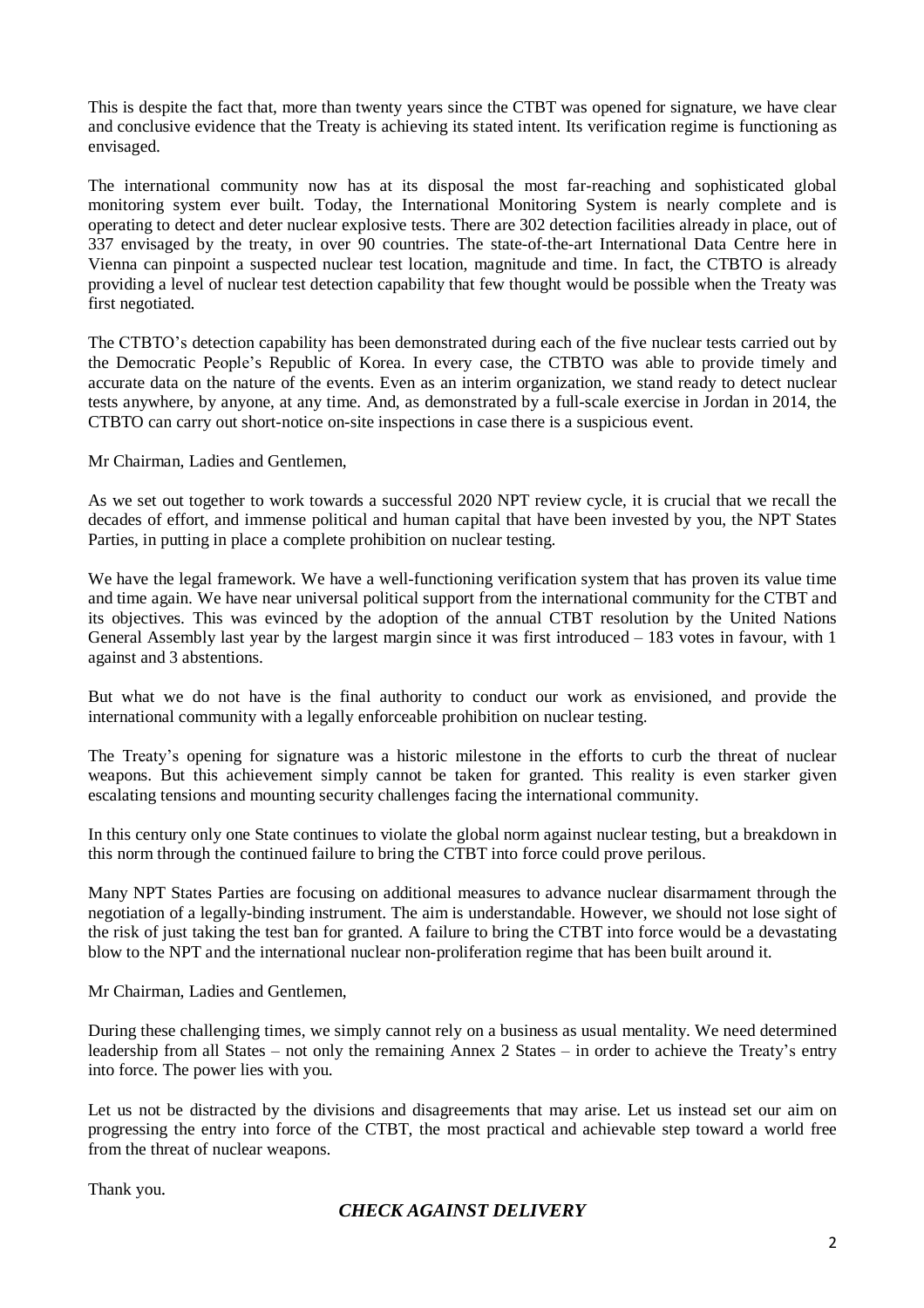This is despite the fact that, more than twenty years since the CTBT was opened for signature, we have clear and conclusive evidence that the Treaty is achieving its stated intent. Its verification regime is functioning as envisaged.

The international community now has at its disposal the most far-reaching and sophisticated global monitoring system ever built. Today, the International Monitoring System is nearly complete and is operating to detect and deter nuclear explosive tests. There are 302 detection facilities already in place, out of 337 envisaged by the treaty, in over 90 countries. The state-of-the-art International Data Centre here in Vienna can pinpoint a suspected nuclear test location, magnitude and time. In fact, the CTBTO is already providing a level of nuclear test detection capability that few thought would be possible when the Treaty was first negotiated.

The CTBTO's detection capability has been demonstrated during each of the five nuclear tests carried out by the Democratic People's Republic of Korea. In every case, the CTBTO was able to provide timely and accurate data on the nature of the events. Even as an interim organization, we stand ready to detect nuclear tests anywhere, by anyone, at any time. And, as demonstrated by a full-scale exercise in Jordan in 2014, the CTBTO can carry out short-notice on-site inspections in case there is a suspicious event.

Mr Chairman, Ladies and Gentlemen,

As we set out together to work towards a successful 2020 NPT review cycle, it is crucial that we recall the decades of effort, and immense political and human capital that have been invested by you, the NPT States Parties, in putting in place a complete prohibition on nuclear testing.

We have the legal framework. We have a well-functioning verification system that has proven its value time and time again. We have near universal political support from the international community for the CTBT and its objectives. This was evinced by the adoption of the annual CTBT resolution by the United Nations General Assembly last year by the largest margin since it was first introduced – 183 votes in favour, with 1 against and 3 abstentions.

But what we do not have is the final authority to conduct our work as envisioned, and provide the international community with a legally enforceable prohibition on nuclear testing.

The Treaty's opening for signature was a historic milestone in the efforts to curb the threat of nuclear weapons. But this achievement simply cannot be taken for granted. This reality is even starker given escalating tensions and mounting security challenges facing the international community.

In this century only one State continues to violate the global norm against nuclear testing, but a breakdown in this norm through the continued failure to bring the CTBT into force could prove perilous.

Many NPT States Parties are focusing on additional measures to advance nuclear disarmament through the negotiation of a legally-binding instrument. The aim is understandable. However, we should not lose sight of the risk of just taking the test ban for granted. A failure to bring the CTBT into force would be a devastating blow to the NPT and the international nuclear non-proliferation regime that has been built around it.

Mr Chairman, Ladies and Gentlemen,

During these challenging times, we simply cannot rely on a business as usual mentality. We need determined leadership from all States – not only the remaining Annex 2 States – in order to achieve the Treaty's entry into force. The power lies with you.

Let us not be distracted by the divisions and disagreements that may arise. Let us instead set our aim on progressing the entry into force of the CTBT, the most practical and achievable step toward a world free from the threat of nuclear weapons.

Thank you.

***CHECK AGAINST DELIVERY***